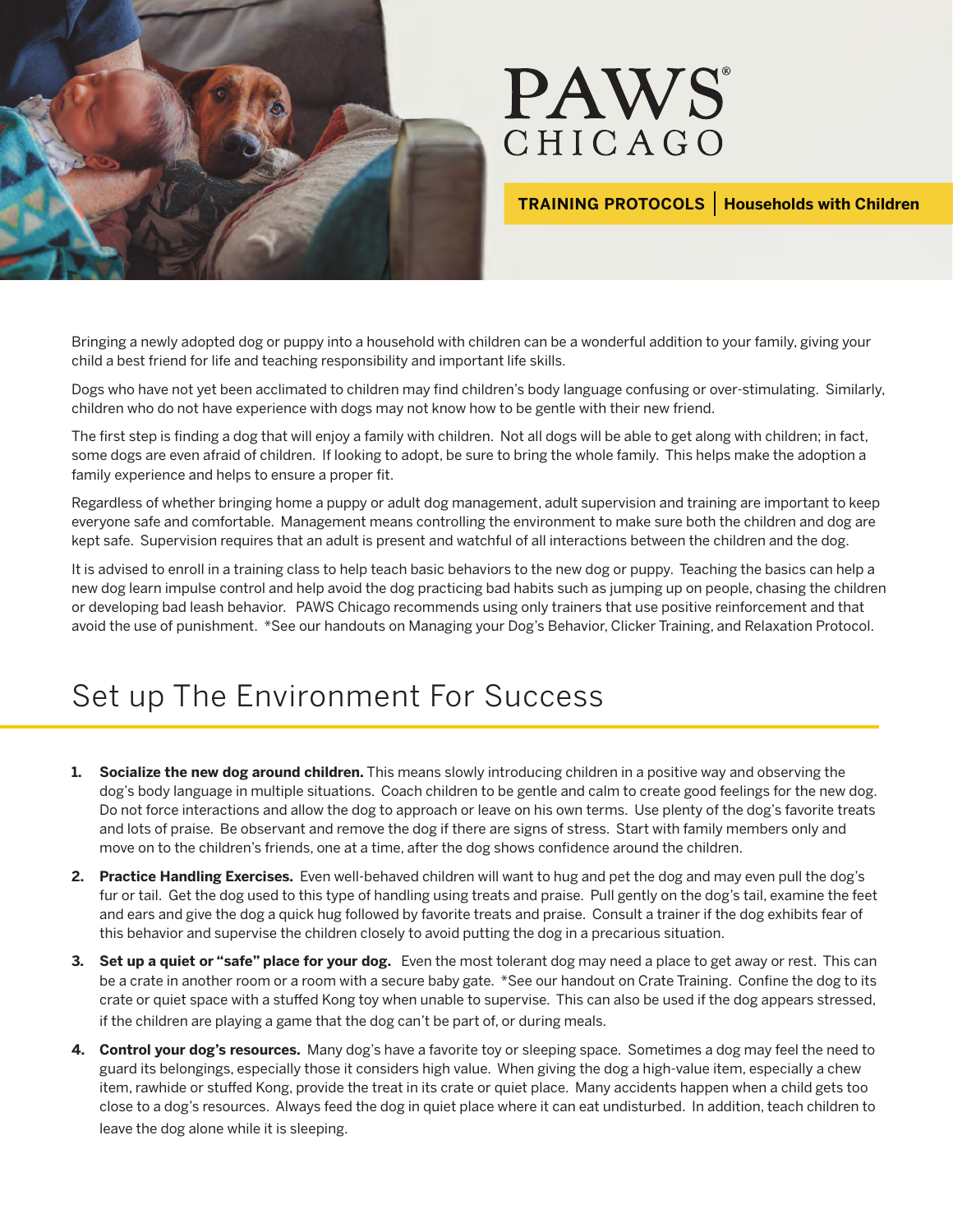# PAWS CHICAGO

**TRAINING PROTOCOLS | Households with Children**

Bringing a newly adopted dog or puppy into a household with children can be a wonderful addition to your family, giving your child a best friend for life and teaching responsibility and important life skills.

Dogs who have not yet been acclimated to children may find children's body language confusing or over-stimulating. Similarly, children who do not have experience with dogs may not know how to be gentle with their new friend.

The first step is finding a dog that will enjoy a family with children. Not all dogs will be able to get along with children; in fact, some dogs are even afraid of children. If looking to adopt, be sure to bring the whole family. This helps make the adoption a family experience and helps to ensure a proper fit.

Regardless of whether bringing home a puppy or adult dog management, adult supervision and training are important to keep everyone safe and comfortable. Management means controlling the environment to make sure both the children and dog are kept safe. Supervision requires that an adult is present and watchful of all interactions between the children and the dog.

It is advised to enroll in a training class to help teach basic behaviors to the new dog or puppy. Teaching the basics can help a new dog learn impulse control and help avoid the dog practicing bad habits such as jumping up on people, chasing the children or developing bad leash behavior. PAWS Chicago recommends using only trainers that use positive reinforcement and that avoid the use of punishment. *See our handouts on Managing your Dog's Behavior, Clicker Training, and Relaxation Protocol.

## Set up The Environment For Success

1. **Socialize the new dog around children.** This means slowly introducing children in a positive way and observing the dog's body language in multiple situations. Coach children to be gentle and calm to create good feelings for the new dog. Do not force interactions and allow the dog to approach or leave on his own terms. Use plenty of the dog's favorite treats and lots of praise. Be observant and remove the dog if there are signs of stress. Start with family members only and move on to the children's friends, one at a time, after the dog shows confidence around the children.
2. **Practice Handling Exercises.** Even well-behaved children will want to hug and pet the dog and may even pull the dog's fur or tail. Get the dog used to this type of handling using treats and praise. Pull gently on the dog's tail, examine the feet and ears and give the dog a quick hug followed by favorite treats and praise. Consult a trainer if the dog exhibits fear of this behavior and supervise the children closely to avoid putting the dog in a precarious situation.
3. **Set up a quiet or "safe" place for your dog.** Even the most tolerant dog may need a place to get away or rest. This can be a crate in another room or a room with a secure baby gate. *See our handout on Crate Training. Confine the dog to its crate or quiet space with a stuffed Kong toy when unable to supervise. This can also be used if the dog appears stressed, if the children are playing a game that the dog can't be part of, or during meals.
4. **Control your dog's resources.** Many dog's have a favorite toy or sleeping space. Sometimes a dog may feel the need to guard its belongings, especially those it considers high value. When giving the dog a high-value item, especially a chew item, rawhide or stuffed Kong, provide the treat in its crate or quiet place. Many accidents happen when a child gets too close to a dog's resources. Always feed the dog in quiet place where it can eat undisturbed. In addition, teach children to leave the dog alone while it is sleeping.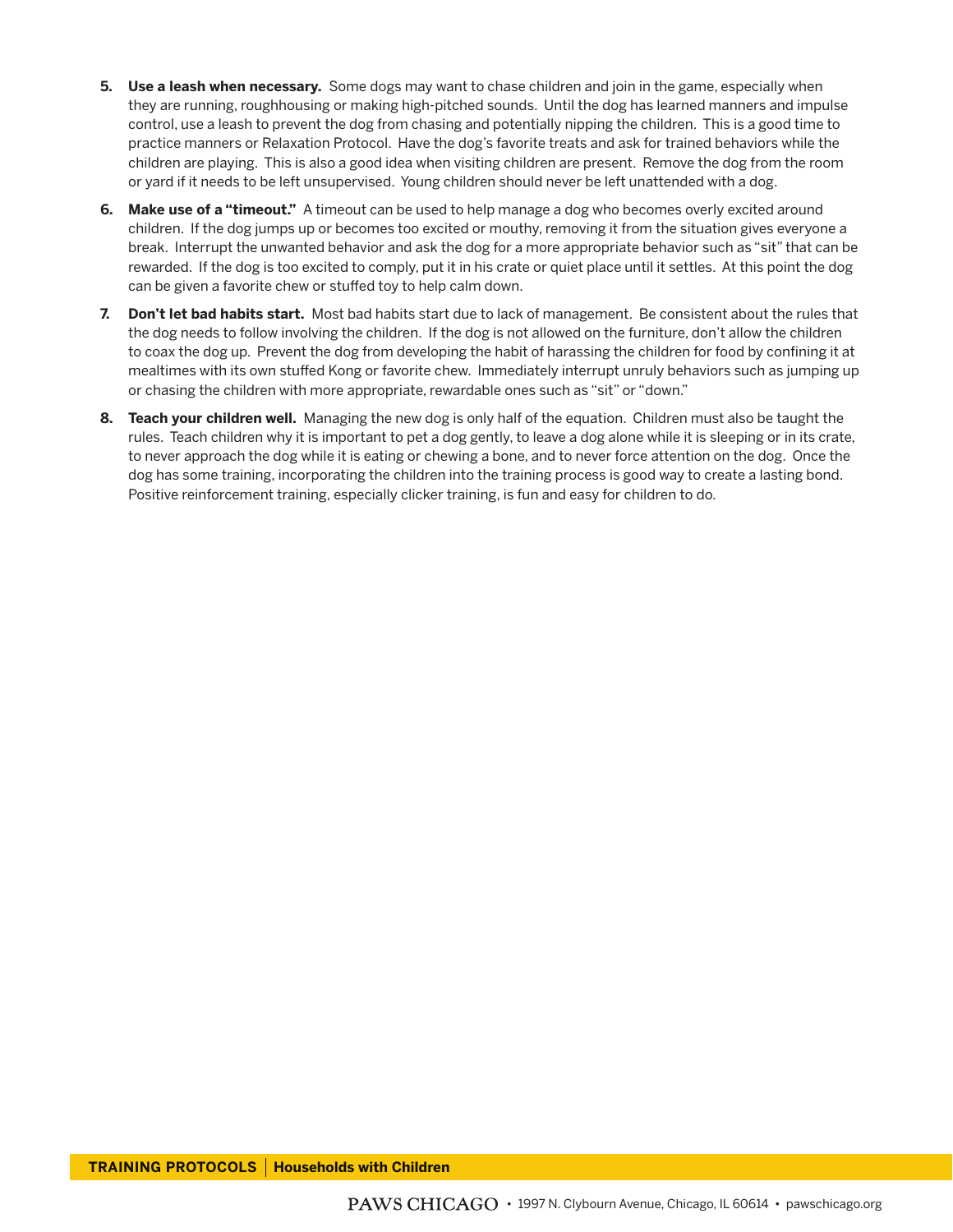5. **Use a leash when necessary.** Some dogs may want to chase children and join in the game, especially when they are running, roughhousing or making high-pitched sounds. Until the dog has learned manners and impulse control, use a leash to prevent the dog from chasing and potentially nipping the children. This is a good time to practice manners or Relaxation Protocol. Have the dog's favorite treats and ask for trained behaviors while the children are playing. This is also a good idea when visiting children are present. Remove the dog from the room or yard if it needs to be left unsupervised. Young children should never be left unattended with a dog.

6. **Make use of a "timeout."** A timeout can be used to help manage a dog who becomes overly excited around children. If the dog jumps up or becomes too excited or mouthy, removing it from the situation gives everyone a break. Interrupt the unwanted behavior and ask the dog for a more appropriate behavior such as "sit" that can be rewarded. If the dog is too excited to comply, put it in his crate or quiet place until it settles. At this point the dog can be given a favorite chew or stuffed toy to help calm down.

7. **Don't let bad habits start.** Most bad habits start due to lack of management. Be consistent about the rules that the dog needs to follow involving the children. If the dog is not allowed on the furniture, don't allow the children to coax the dog up. Prevent the dog from developing the habit of harassing the children for food by confining it at mealtimes with its own stuffed Kong or favorite chew. Immediately interrupt unruly behaviors such as jumping up or chasing the children with more appropriate, rewardable ones such as "sit" or "down."

8. **Teach your children well.** Managing the new dog is only half of the equation. Children must also be taught the rules. Teach children why it is important to pet a dog gently, to leave a dog alone while it is sleeping or in its crate, to never approach the dog while it is eating or chewing a bone, and to never force attention on the dog. Once the dog has some training, incorporating the children into the training process is good way to create a lasting bond. Positive reinforcement training, especially clicker training, is fun and easy for children to do.